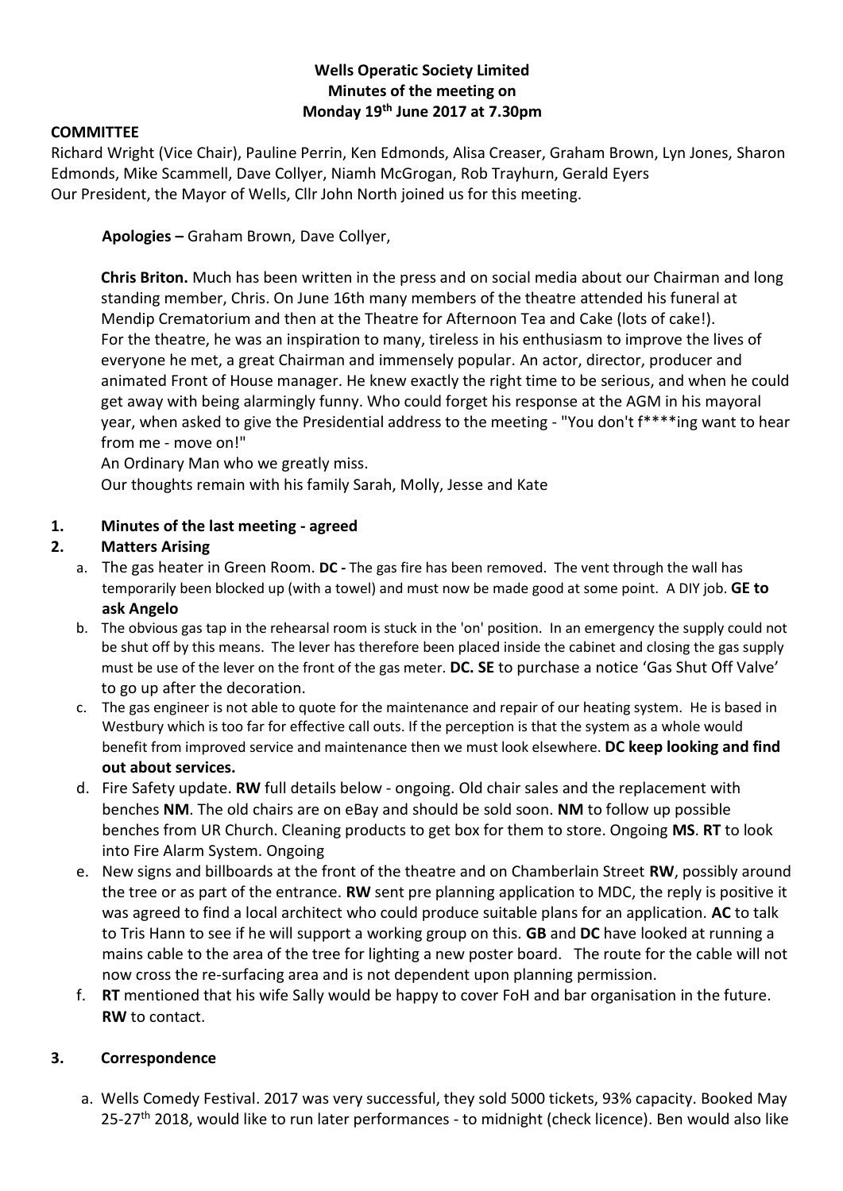**Wells Operatic Society Limited**
**Minutes of the meeting on**
**Monday 19th June 2017 at 7.30pm**

**COMMITTEE**

Richard Wright (Vice Chair), Pauline Perrin, Ken Edmonds, Alisa Creaser, Graham Brown, Lyn Jones, Sharon Edmonds, Mike Scammell, Dave Collyer, Niamh McGrogan, Rob Trayhurn, Gerald Eyers
Our President, the Mayor of Wells, Cllr John North joined us for this meeting.

**Apologies –** Graham Brown, Dave Collyer,

**Chris Briton.** Much has been written in the press and on social media about our Chairman and long standing member, Chris. On June 16th many members of the theatre attended his funeral at Mendip Crematorium and then at the Theatre for Afternoon Tea and Cake (lots of cake!).
For the theatre, he was an inspiration to many, tireless in his enthusiasm to improve the lives of everyone he met, a great Chairman and immensely popular. An actor, director, producer and animated Front of House manager. He knew exactly the right time to be serious, and when he could get away with being alarmingly funny. Who could forget his response at the AGM in his mayoral year, when asked to give the Presidential address to the meeting - "You don't f****ing want to hear from me - move on!"
An Ordinary Man who we greatly miss.
Our thoughts remain with his family Sarah, Molly, Jesse and Kate

1. **Minutes of the last meeting - agreed**
2. **Matters Arising**
   a. The gas heater in Green Room. **DC -** The gas fire has been removed. The vent through the wall has temporarily been blocked up (with a towel) and must now be made good at some point. A DIY job. **GE to ask Angelo**
   b. The obvious gas tap in the rehearsal room is stuck in the 'on' position. In an emergency the supply could not be shut off by this means. The lever has therefore been placed inside the cabinet and closing the gas supply must be use of the lever on the front of the gas meter. **DC. SE** to purchase a notice 'Gas Shut Off Valve' to go up after the decoration.
   c. The gas engineer is not able to quote for the maintenance and repair of our heating system. He is based in Westbury which is too far for effective call outs. If the perception is that the system as a whole would benefit from improved service and maintenance then we must look elsewhere. **DC keep looking and find out about services.**
   d. Fire Safety update. **RW** full details below - ongoing. Old chair sales and the replacement with benches **NM**. The old chairs are on eBay and should be sold soon. **NM** to follow up possible benches from UR Church. Cleaning products to get box for them to store. Ongoing **MS**. **RT** to look into Fire Alarm System. Ongoing
   e. New signs and billboards at the front of the theatre and on Chamberlain Street **RW**, possibly around the tree or as part of the entrance. **RW** sent pre planning application to MDC, the reply is positive it was agreed to find a local architect who could produce suitable plans for an application. **AC** to talk to Tris Hann to see if he will support a working group on this. **GB** and **DC** have looked at running a mains cable to the area of the tree for lighting a new poster board. The route for the cable will not now cross the re-surfacing area and is not dependent upon planning permission.
   f. **RT** mentioned that his wife Sally would be happy to cover FoH and bar organisation in the future. **RW** to contact.

3. **Correspondence**

   a. Wells Comedy Festival. 2017 was very successful, they sold 5000 tickets, 93% capacity. Booked May 25-27th 2018, would like to run later performances - to midnight (check licence). Ben would also like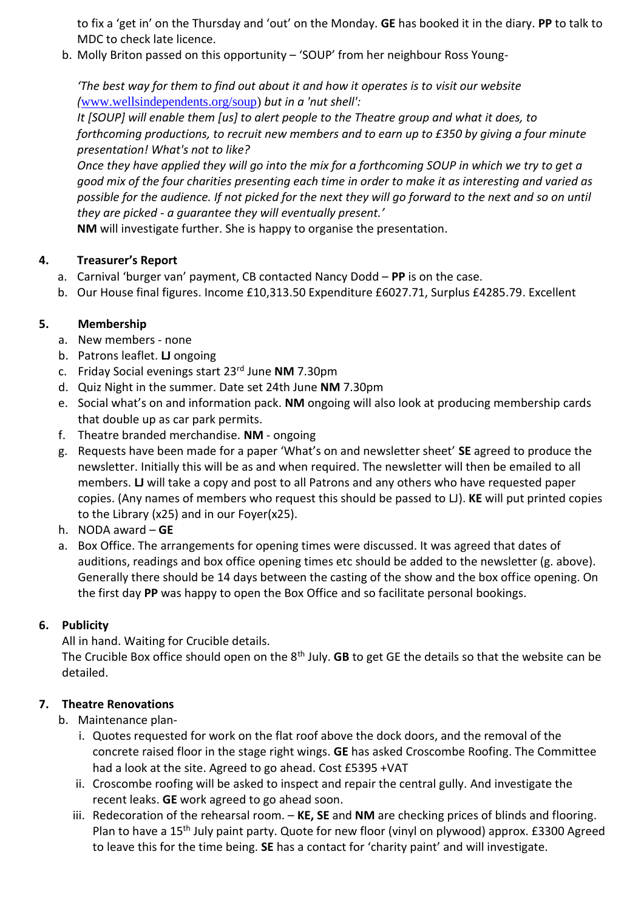to fix a 'get in' on the Thursday and 'out' on the Monday. **GE** has booked it in the diary. **PP** to talk to MDC to check late licence.

b. Molly Briton passed on this opportunity – 'SOUP' from her neighbour Ross Young-

*'The best way for them to find out about it and how it operates is to visit our website (*[www.wellsindependents.org/soup](http://www.wellsindependents.org/soup)*) but in a 'nut shell':*
*It [SOUP] will enable them [us] to alert people to the Theatre group and what it does, to forthcoming productions, to recruit new members and to earn up to £350 by giving a four minute presentation! What's not to like?*
*Once they have applied they will go into the mix for a forthcoming SOUP in which we try to get a good mix of the four charities presenting each time in order to make it as interesting and varied as possible for the audience. If not picked for the next they will go forward to the next and so on until they are picked - a guarantee they will eventually present.'*
**NM** will investigate further. She is happy to organise the presentation.

## 4. Treasurer's Report

a. Carnival 'burger van' payment, CB contacted Nancy Dodd – **PP** is on the case.
b. Our House final figures. Income £10,313.50 Expenditure £6027.71, Surplus £4285.79. Excellent

## 5. Membership

a. New members - none
b. Patrons leaflet. **LJ** ongoing
c. Friday Social evenings start 23rd June **NM** 7.30pm
d. Quiz Night in the summer. Date set 24th June **NM** 7.30pm
e. Social what's on and information pack. **NM** ongoing will also look at producing membership cards that double up as car park permits.
f. Theatre branded merchandise. **NM** - ongoing
g. Requests have been made for a paper 'What's on and newsletter sheet' **SE** agreed to produce the newsletter. Initially this will be as and when required. The newsletter will then be emailed to all members. **LJ** will take a copy and post to all Patrons and any others who have requested paper copies. (Any names of members who request this should be passed to LJ). **KE** will put printed copies to the Library (x25) and in our Foyer(x25).
h. NODA award – **GE**
a. Box Office. The arrangements for opening times were discussed. It was agreed that dates of auditions, readings and box office opening times etc should be added to the newsletter (g. above). Generally there should be 14 days between the casting of the show and the box office opening. On the first day **PP** was happy to open the Box Office and so facilitate personal bookings.

## 6. Publicity

All in hand. Waiting for Crucible details.
The Crucible Box office should open on the 8th July. **GB** to get GE the details so that the website can be detailed.

## 7. Theatre Renovations

b. Maintenance plan-
   i. Quotes requested for work on the flat roof above the dock doors, and the removal of the concrete raised floor in the stage right wings. **GE** has asked Croscombe Roofing. The Committee had a look at the site. Agreed to go ahead. Cost £5395 +VAT
   ii. Croscombe roofing will be asked to inspect and repair the central gully. And investigate the recent leaks. **GE** work agreed to go ahead soon.
   iii. Redecoration of the rehearsal room. – **KE, SE** and **NM** are checking prices of blinds and flooring. Plan to have a 15th July paint party. Quote for new floor (vinyl on plywood) approx. £3300 Agreed to leave this for the time being. **SE** has a contact for 'charity paint' and will investigate.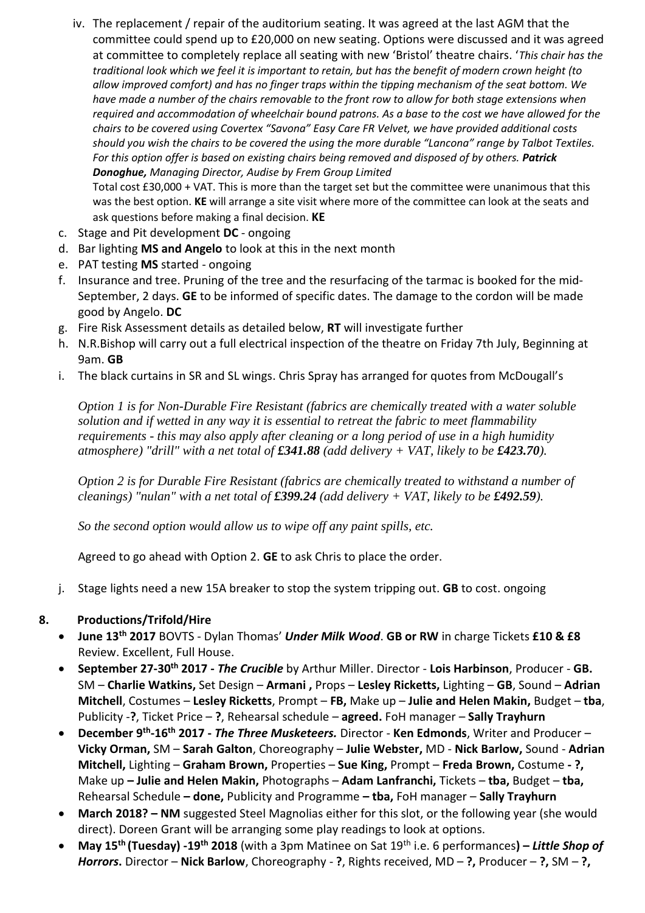iv. The replacement / repair of the auditorium seating. It was agreed at the last AGM that the committee could spend up to £20,000 on new seating. Options were discussed and it was agreed at committee to completely replace all seating with new 'Bristol' theatre chairs. '*This chair has the traditional look which we feel it is important to retain, but has the benefit of modern crown height (to allow improved comfort) and has no finger traps within the tipping mechanism of the seat bottom. We have made a number of the chairs removable to the front row to allow for both stage extensions when required and accommodation of wheelchair bound patrons. As a base to the cost we have allowed for the chairs to be covered using Covertex "Savona" Easy Care FR Velvet, we have provided additional costs should you wish the chairs to be covered the using the more durable "Lancona" range by Talbot Textiles. For this option offer is based on existing chairs being removed and disposed of by others.* ***Patrick Donoghue,*** *Managing Director, Audise by Frem Group Limited*

Total cost £30,000 + VAT. This is more than the target set but the committee were unanimous that this was the best option. **KE** will arrange a site visit where more of the committee can look at the seats and ask questions before making a final decision. **KE**

c. Stage and Pit development **DC** - ongoing
d. Bar lighting **MS and Angelo** to look at this in the next month
e. PAT testing **MS** started - ongoing
f. Insurance and tree. Pruning of the tree and the resurfacing of the tarmac is booked for the mid-September, 2 days. **GE** to be informed of specific dates. The damage to the cordon will be made good by Angelo. **DC**
g. Fire Risk Assessment details as detailed below, **RT** will investigate further
h. N.R.Bishop will carry out a full electrical inspection of the theatre on Friday 7th July, Beginning at 9am. **GB**
i. The black curtains in SR and SL wings. Chris Spray has arranged for quotes from McDougall's

   *Option 1 is for Non-Durable Fire Resistant (fabrics are chemically treated with a water soluble solution and if wetted in any way it is essential to retreat the fabric to meet flammability requirements - this may also apply after cleaning or a long period of use in a high humidity atmosphere) "drill" with a net total of* ***£341.88*** *(add delivery + VAT, likely to be* ***£423.70****).*

   *Option 2 is for Durable Fire Resistant (fabrics are chemically treated to withstand a number of cleanings) "nulan" with a net total of* ***£399.24*** *(add delivery + VAT, likely to be* ***£492.59****).*

   *So the second option would allow us to wipe off any paint spills, etc.*

   Agreed to go ahead with Option 2. **GE** to ask Chris to place the order.

j. Stage lights need a new 15A breaker to stop the system tripping out. **GB** to cost. ongoing

## 8. Productions/Trifold/Hire

- **June 13th 2017** BOVTS - Dylan Thomas' ***Under Milk Wood***. **GB or RW** in charge Tickets **£10 & £8** Review. Excellent, Full House.
- **September 27-30th 2017 -** ***The Crucible*** by Arthur Miller. Director - **Lois Harbinson**, Producer - **GB.** SM – **Charlie Watkins,** Set Design – **Armani ,** Props – **Lesley Ricketts,** Lighting – **GB**, Sound – **Adrian Mitchell**, Costumes – **Lesley Ricketts**, Prompt – **FB,** Make up – **Julie and Helen Makin,** Budget – **tba**, Publicity -**?**, Ticket Price – **?**, Rehearsal schedule – **agreed.** FoH manager – **Sally Trayhurn**
- **December 9th-16th 2017 -** ***The Three Musketeers.*** Director - **Ken Edmonds**, Writer and Producer – **Vicky Orman,** SM – **Sarah Galton**, Choreography – **Julie Webster,** MD - **Nick Barlow,** Sound - **Adrian Mitchell,** Lighting – **Graham Brown,** Properties – **Sue King,** Prompt – **Freda Brown,** Costume **- ?,** Make up **– Julie and Helen Makin,** Photographs – **Adam Lanfranchi,** Tickets – **tba,** Budget – **tba,** Rehearsal Schedule **– done,** Publicity and Programme **– tba,** FoH manager – **Sally Trayhurn**
- **March 2018? – NM** suggested Steel Magnolias either for this slot, or the following year (she would direct). Doreen Grant will be arranging some play readings to look at options.
- **May 15th (Tuesday) -19th 2018** (with a 3pm Matinee on Sat 19th i.e. 6 performances**) –** ***Little Shop of Horrors***. Director – **Nick Barlow**, Choreography - **?**, Rights received, MD – **?,** Producer – **?,** SM – **?,**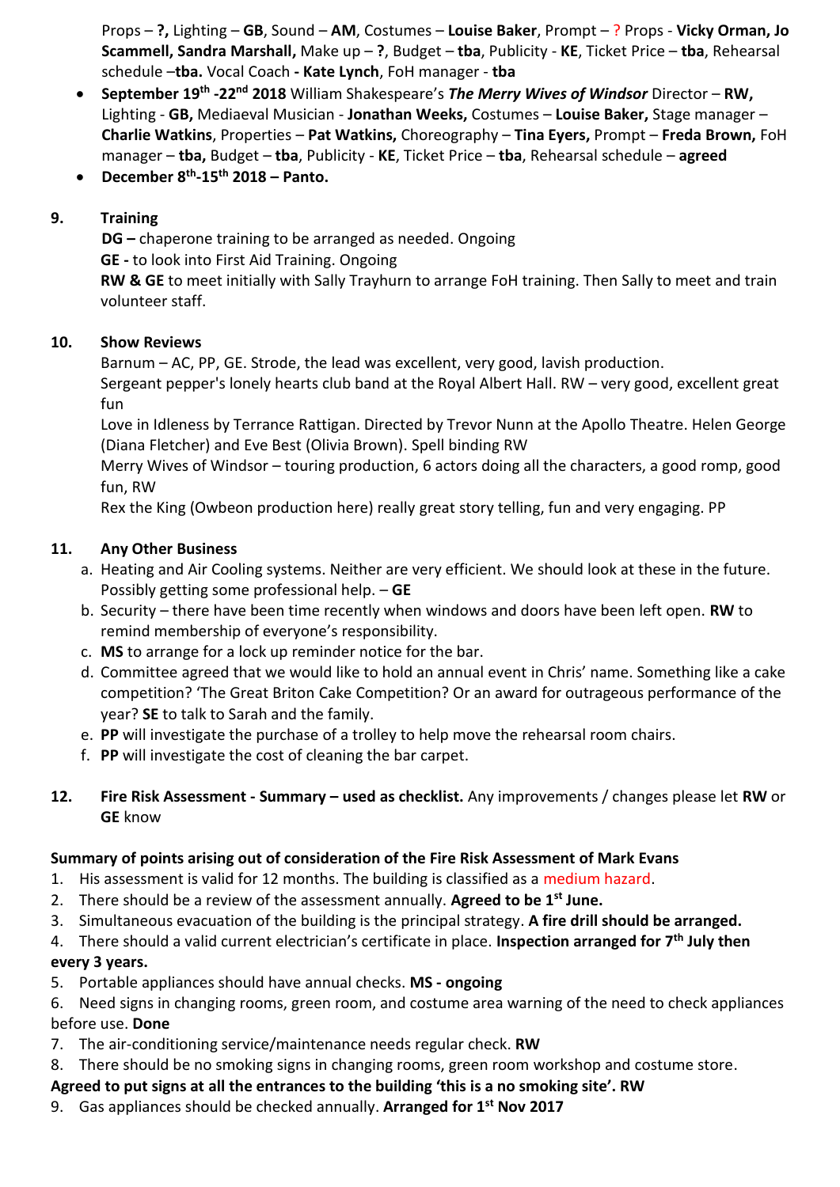Props – **?,** Lighting – **GB**, Sound – **AM**, Costumes – **Louise Baker**, Prompt – ? Props - **Vicky Orman, Jo Scammell, Sandra Marshall,** Make up – **?**, Budget – **tba**, Publicity - **KE**, Ticket Price – **tba**, Rehearsal schedule –**tba.** Vocal Coach **- Kate Lynch**, FoH manager - **tba**

- **September 19th -22nd 2018** William Shakespeare's ***The Merry Wives of Windsor*** Director – **RW,** Lighting - **GB,** Mediaeval Musician - **Jonathan Weeks,** Costumes – **Louise Baker,** Stage manager – **Charlie Watkins**, Properties – **Pat Watkins,** Choreography – **Tina Eyers,** Prompt – **Freda Brown,** FoH manager – **tba,** Budget – **tba**, Publicity - **KE**, Ticket Price – **tba**, Rehearsal schedule – **agreed**
- **December 8th-15th 2018 – Panto.**

**9. Training**

**DG –** chaperone training to be arranged as needed. Ongoing

**GE -** to look into First Aid Training. Ongoing

**RW & GE** to meet initially with Sally Trayhurn to arrange FoH training. Then Sally to meet and train volunteer staff.

**10. Show Reviews**

Barnum – AC, PP, GE. Strode, the lead was excellent, very good, lavish production.

Sergeant pepper's lonely hearts club band at the Royal Albert Hall. RW – very good, excellent great fun

Love in Idleness by Terrance Rattigan. Directed by Trevor Nunn at the Apollo Theatre. Helen George (Diana Fletcher) and Eve Best (Olivia Brown). Spell binding RW

Merry Wives of Windsor – touring production, 6 actors doing all the characters, a good romp, good fun, RW

Rex the King (Owbeon production here) really great story telling, fun and very engaging. PP

**11. Any Other Business**

a. Heating and Air Cooling systems. Neither are very efficient. We should look at these in the future. Possibly getting some professional help. – **GE**
b. Security – there have been time recently when windows and doors have been left open. **RW** to remind membership of everyone's responsibility.
c. **MS** to arrange for a lock up reminder notice for the bar.
d. Committee agreed that we would like to hold an annual event in Chris' name. Something like a cake competition? 'The Great Briton Cake Competition? Or an award for outrageous performance of the year? **SE** to talk to Sarah and the family.
e. **PP** will investigate the purchase of a trolley to help move the rehearsal room chairs.
f. **PP** will investigate the cost of cleaning the bar carpet.

**12. Fire Risk Assessment - Summary – used as checklist.** Any improvements / changes please let **RW** or **GE** know

**Summary of points arising out of consideration of the Fire Risk Assessment of Mark Evans**

1. His assessment is valid for 12 months. The building is classified as a medium hazard.
2. There should be a review of the assessment annually. **Agreed to be 1st June.**
3. Simultaneous evacuation of the building is the principal strategy. **A fire drill should be arranged.**
4. There should a valid current electrician's certificate in place. **Inspection arranged for 7th July then every 3 years.**
5. Portable appliances should have annual checks. **MS - ongoing**
6. Need signs in changing rooms, green room, and costume area warning of the need to check appliances before use. **Done**
7. The air-conditioning service/maintenance needs regular check. **RW**
8. There should be no smoking signs in changing rooms, green room workshop and costume store. **Agreed to put signs at all the entrances to the building 'this is a no smoking site'. RW**
9. Gas appliances should be checked annually. **Arranged for 1st Nov 2017**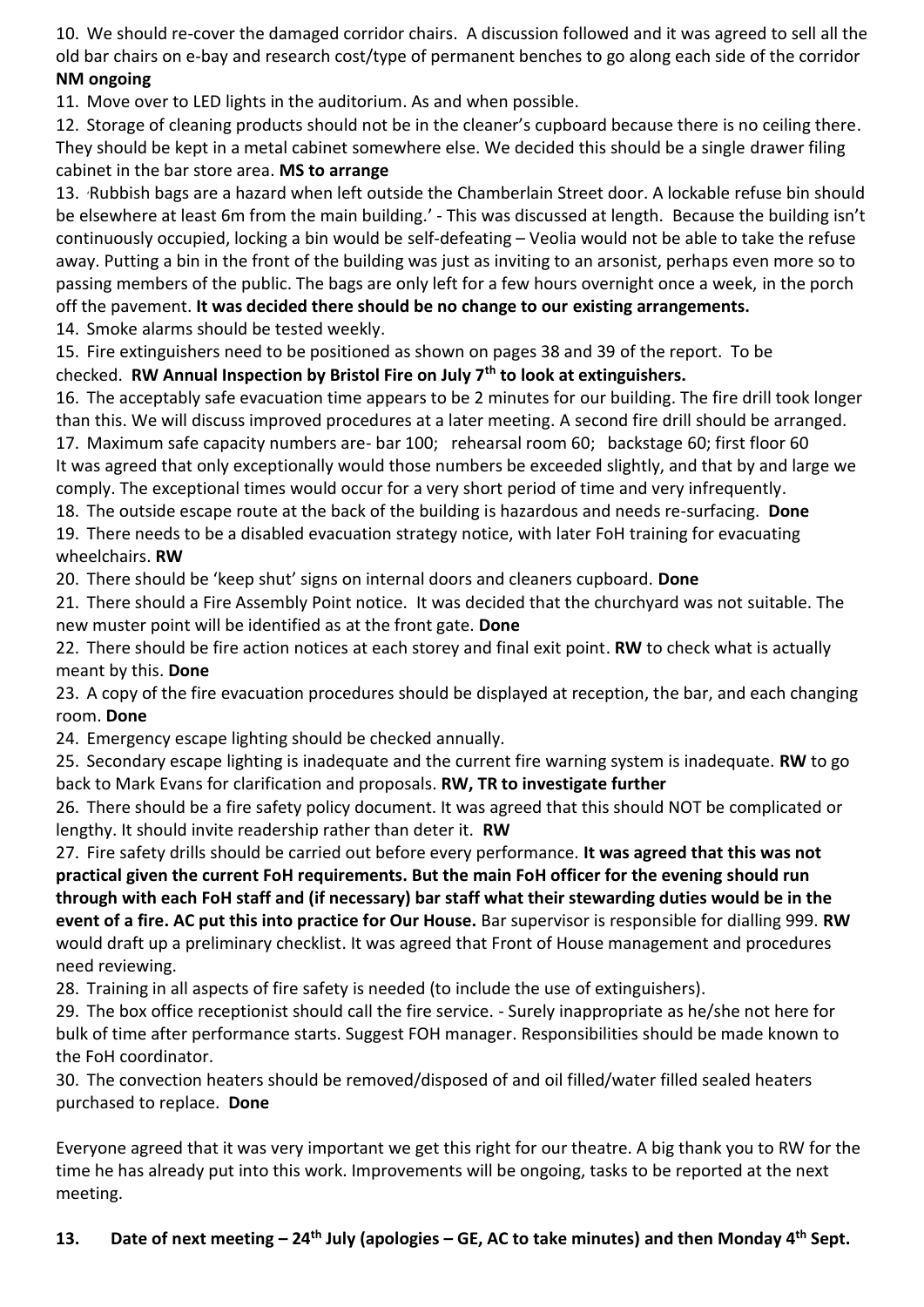10. We should re-cover the damaged corridor chairs. A discussion followed and it was agreed to sell all the old bar chairs on e-bay and research cost/type of permanent benches to go along each side of the corridor **NM ongoing**

11. Move over to LED lights in the auditorium. As and when possible.

12. Storage of cleaning products should not be in the cleaner's cupboard because there is no ceiling there. They should be kept in a metal cabinet somewhere else. We decided this should be a single drawer filing cabinet in the bar store area. **MS to arrange**

13. 'Rubbish bags are a hazard when left outside the Chamberlain Street door. A lockable refuse bin should be elsewhere at least 6m from the main building.' - This was discussed at length. Because the building isn't continuously occupied, locking a bin would be self-defeating – Veolia would not be able to take the refuse away. Putting a bin in the front of the building was just as inviting to an arsonist, perhaps even more so to passing members of the public. The bags are only left for a few hours overnight once a week, in the porch off the pavement. **It was decided there should be no change to our existing arrangements.**

14. Smoke alarms should be tested weekly.

15. Fire extinguishers need to be positioned as shown on pages 38 and 39 of the report. To be checked. **RW Annual Inspection by Bristol Fire on July 7th to look at extinguishers.**

16. The acceptably safe evacuation time appears to be 2 minutes for our building. The fire drill took longer than this. We will discuss improved procedures at a later meeting. A second fire drill should be arranged.

17. Maximum safe capacity numbers are- bar 100; rehearsal room 60; backstage 60; first floor 60
It was agreed that only exceptionally would those numbers be exceeded slightly, and that by and large we comply. The exceptional times would occur for a very short period of time and very infrequently.

18. The outside escape route at the back of the building is hazardous and needs re-surfacing. **Done**

19. There needs to be a disabled evacuation strategy notice, with later FoH training for evacuating wheelchairs. **RW**

20. There should be 'keep shut' signs on internal doors and cleaners cupboard. **Done**

21. There should a Fire Assembly Point notice. It was decided that the churchyard was not suitable. The new muster point will be identified as at the front gate. **Done**

22. There should be fire action notices at each storey and final exit point. **RW** to check what is actually meant by this. **Done**

23. A copy of the fire evacuation procedures should be displayed at reception, the bar, and each changing room. **Done**

24. Emergency escape lighting should be checked annually.

25. Secondary escape lighting is inadequate and the current fire warning system is inadequate. **RW** to go back to Mark Evans for clarification and proposals. **RW, TR to investigate further**

26. There should be a fire safety policy document. It was agreed that this should NOT be complicated or lengthy. It should invite readership rather than deter it. **RW**

27. Fire safety drills should be carried out before every performance. **It was agreed that this was not practical given the current FoH requirements. But the main FoH officer for the evening should run through with each FoH staff and (if necessary) bar staff what their stewarding duties would be in the event of a fire. AC put this into practice for Our House.** Bar supervisor is responsible for dialling 999. **RW** would draft up a preliminary checklist. It was agreed that Front of House management and procedures need reviewing.

28. Training in all aspects of fire safety is needed (to include the use of extinguishers).

29. The box office receptionist should call the fire service. - Surely inappropriate as he/she not here for bulk of time after performance starts. Suggest FOH manager. Responsibilities should be made known to the FoH coordinator.

30. The convection heaters should be removed/disposed of and oil filled/water filled sealed heaters purchased to replace. **Done**

Everyone agreed that it was very important we get this right for our theatre. A big thank you to RW for the time he has already put into this work. Improvements will be ongoing, tasks to be reported at the next meeting.

**13. Date of next meeting – 24th July (apologies – GE, AC to take minutes) and then Monday 4th Sept.**